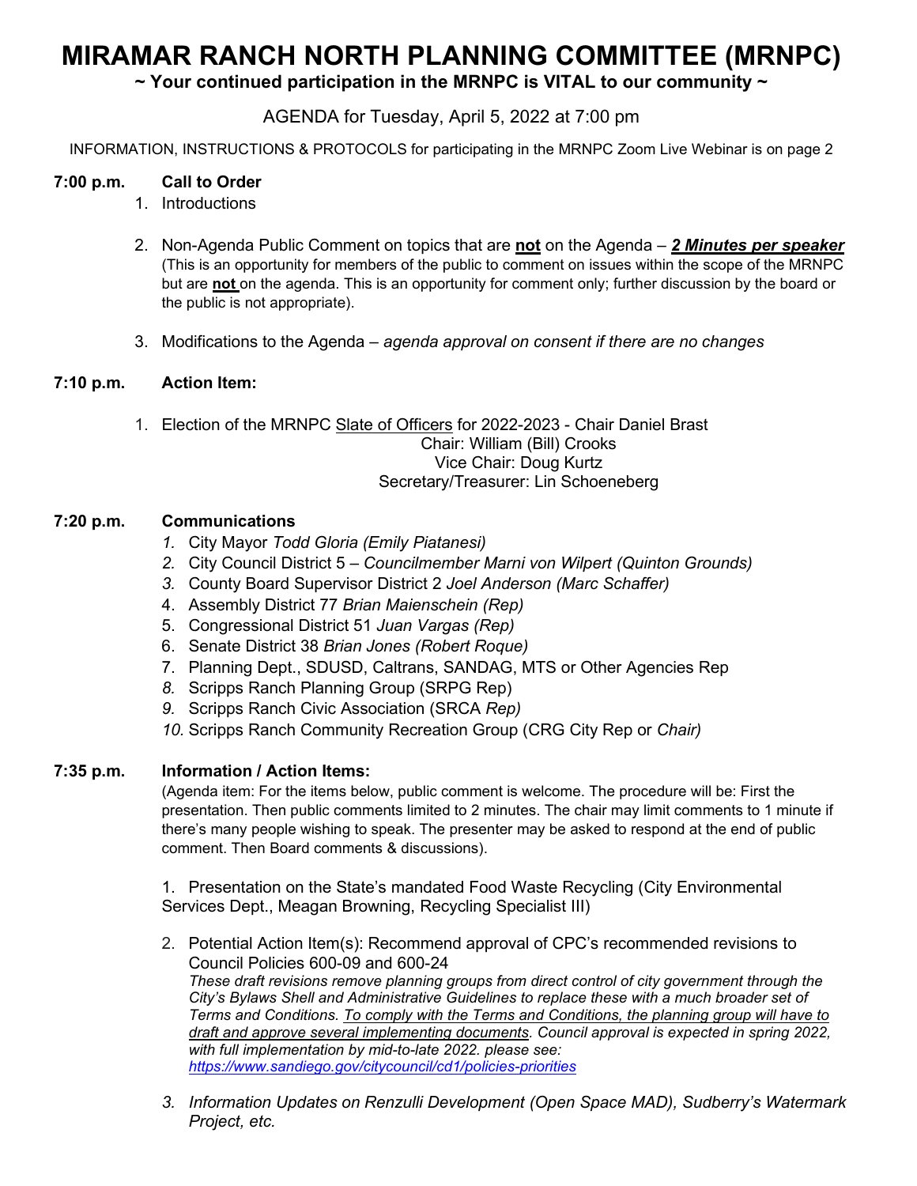# MIRAMAR RANCH NORTH PLANNING COMMITTEE (MRNPC)

**~ Your continued participation in the MRNPC is VITAL to our community ~**

AGENDA for Tuesday, April 5, 2022 at 7:00 pm

INFORMATION, INSTRUCTIONS & PROTOCOLS for participating in the MRNPC Zoom Live Webinar is on page 2

**7:00 p.m. Call to Order**

1. Introductions
2. Non-Agenda Public Comment on topics that are **not** on the Agenda – ***2 Minutes per speaker***
   (This is an opportunity for members of the public to comment on issues within the scope of the MRNPC but are **not** on the agenda. This is an opportunity for comment only; further discussion by the board or the public is not appropriate).
3. Modifications to the Agenda – *agenda approval on consent if there are no changes*

**7:10 p.m. Action Item:**

1. Election of the MRNPC Slate of Officers for 2022-2023 - Chair Daniel Brast
   Chair: William (Bill) Crooks
   Vice Chair: Doug Kurtz
   Secretary/Treasurer: Lin Schoeneberg

**7:20 p.m. Communications**

1. City Mayor *Todd Gloria (Emily Piatanesi)*
2. City Council District 5 – *Councilmember Marni von Wilpert (Quinton Grounds)*
3. County Board Supervisor District 2 *Joel Anderson (Marc Schaffer)*
4. Assembly District 77 *Brian Maienschein (Rep)*
5. Congressional District 51 *Juan Vargas (Rep)*
6. Senate District 38 *Brian Jones (Robert Roque)*
7. Planning Dept., SDUSD, Caltrans, SANDAG, MTS or Other Agencies Rep
8. Scripps Ranch Planning Group (SRPG Rep)
9. Scripps Ranch Civic Association (SRCA *Rep)*
10. Scripps Ranch Community Recreation Group (CRG City Rep or *Chair)*

**7:35 p.m. Information / Action Items:**

(Agenda item: For the items below, public comment is welcome. The procedure will be: First the presentation. Then public comments limited to 2 minutes. The chair may limit comments to 1 minute if there's many people wishing to speak. The presenter may be asked to respond at the end of public comment. Then Board comments & discussions).

1. Presentation on the State's mandated Food Waste Recycling (City Environmental Services Dept., Meagan Browning, Recycling Specialist III)
2. Potential Action Item(s): Recommend approval of CPC's recommended revisions to Council Policies 600-09 and 600-24
   *These draft revisions remove planning groups from direct control of city government through the City's Bylaws Shell and Administrative Guidelines to replace these with a much broader set of Terms and Conditions. To comply with the Terms and Conditions, the planning group will have to draft and approve several implementing documents. Council approval is expected in spring 2022, with full implementation by mid-to-late 2022. please see: https://www.sandiego.gov/citycouncil/cd1/policies-priorities*
3. *Information Updates on Renzulli Development (Open Space MAD), Sudberry's Watermark Project, etc.*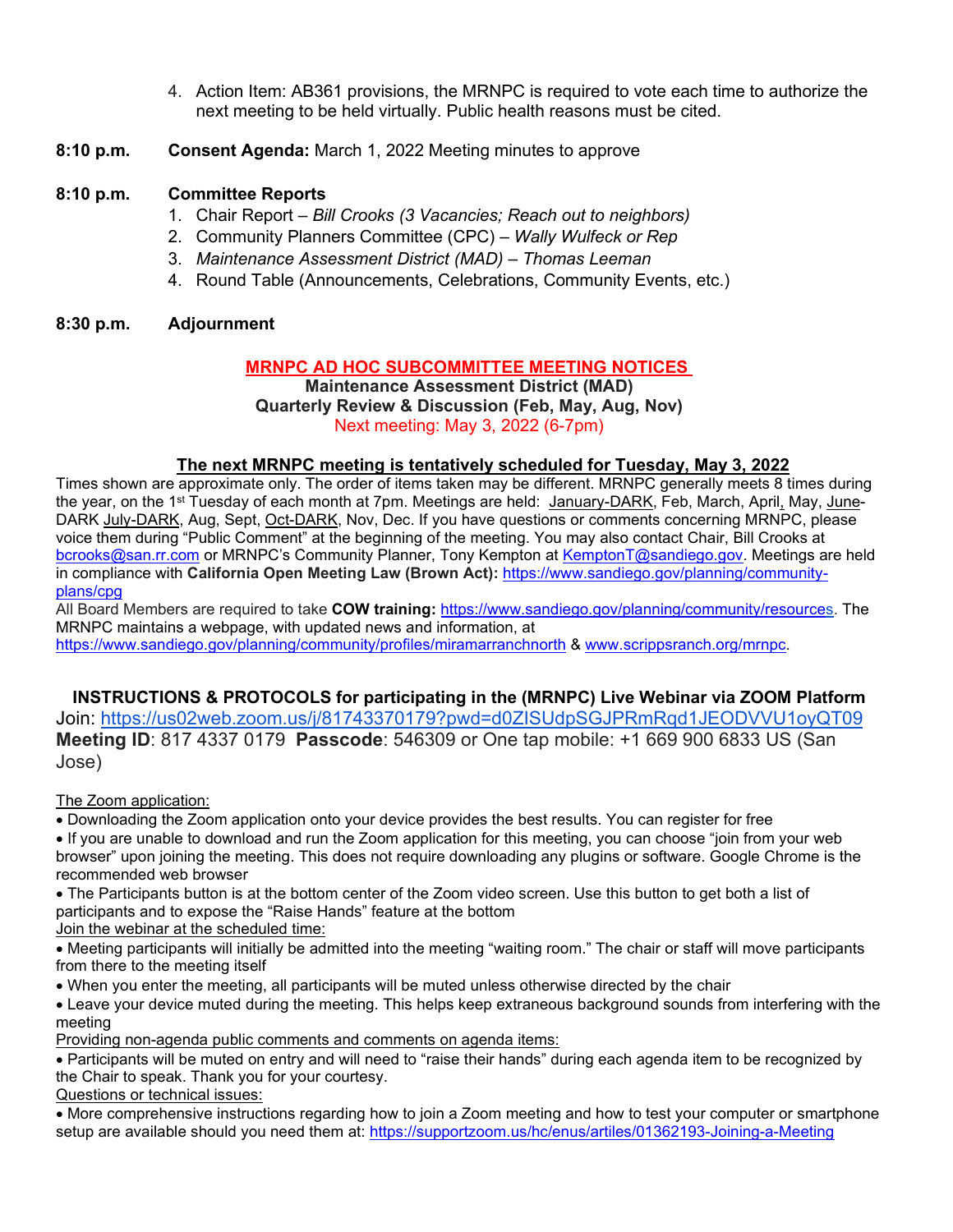4. Action Item: AB361 provisions, the MRNPC is required to vote each time to authorize the next meeting to be held virtually. Public health reasons must be cited.

**8:10 p.m. Consent Agenda:** March 1, 2022 Meeting minutes to approve

**8:10 p.m. Committee Reports**

1. Chair Report – *Bill Crooks (3 Vacancies; Reach out to neighbors)*
2. Community Planners Committee (CPC) – *Wally Wulfeck or Rep*
3. *Maintenance Assessment District (MAD) – Thomas Leeman*
4. Round Table (Announcements, Celebrations, Community Events, etc.)

**8:30 p.m. Adjournment**

**MRNPC AD HOC SUBCOMMITTEE MEETING NOTICES**

**Maintenance Assessment District (MAD)**
**Quarterly Review & Discussion (Feb, May, Aug, Nov)**
Next meeting: May 3, 2022 (6-7pm)

**The next MRNPC meeting is tentatively scheduled for Tuesday, May 3, 2022**

Times shown are approximate only. The order of items taken may be different. MRNPC generally meets 8 times during the year, on the 1st Tuesday of each month at 7pm. Meetings are held: January-DARK, Feb, March, April, May, June-DARK July-DARK, Aug, Sept, Oct-DARK, Nov, Dec. If you have questions or comments concerning MRNPC, please voice them during "Public Comment" at the beginning of the meeting. You may also contact Chair, Bill Crooks at bcrooks@san.rr.com or MRNPC's Community Planner, Tony Kempton at KemptonT@sandiego.gov. Meetings are held in compliance with **California Open Meeting Law (Brown Act):** https://www.sandiego.gov/planning/community-plans/cpg

All Board Members are required to take **COW training:** https://www.sandiego.gov/planning/community/resources. The MRNPC maintains a webpage, with updated news and information, at https://www.sandiego.gov/planning/community/profiles/miramarranchnorth & www.scrippsranch.org/mrnpc.

**INSTRUCTIONS & PROTOCOLS for participating in the (MRNPC) Live Webinar via ZOOM Platform**

Join: https://us02web.zoom.us/j/81743370179?pwd=d0ZISUdpSGJPRmRqd1JEODVVU1oyQT09
**Meeting ID**: 817 4337 0179 **Passcode**: 546309 or One tap mobile: +1 669 900 6833 US (San Jose)

The Zoom application:

- Downloading the Zoom application onto your device provides the best results. You can register for free
- If you are unable to download and run the Zoom application for this meeting, you can choose "join from your web browser" upon joining the meeting. This does not require downloading any plugins or software. Google Chrome is the recommended web browser
- The Participants button is at the bottom center of the Zoom video screen. Use this button to get both a list of participants and to expose the "Raise Hands" feature at the bottom

Join the webinar at the scheduled time:

- Meeting participants will initially be admitted into the meeting "waiting room." The chair or staff will move participants from there to the meeting itself
- When you enter the meeting, all participants will be muted unless otherwise directed by the chair
- Leave your device muted during the meeting. This helps keep extraneous background sounds from interfering with the meeting

Providing non-agenda public comments and comments on agenda items:

- Participants will be muted on entry and will need to "raise their hands" during each agenda item to be recognized by the Chair to speak. Thank you for your courtesy.

Questions or technical issues:

- More comprehensive instructions regarding how to join a Zoom meeting and how to test your computer or smartphone setup are available should you need them at: https://supportzoom.us/hc/enus/artiles/01362193-Joining-a-Meeting